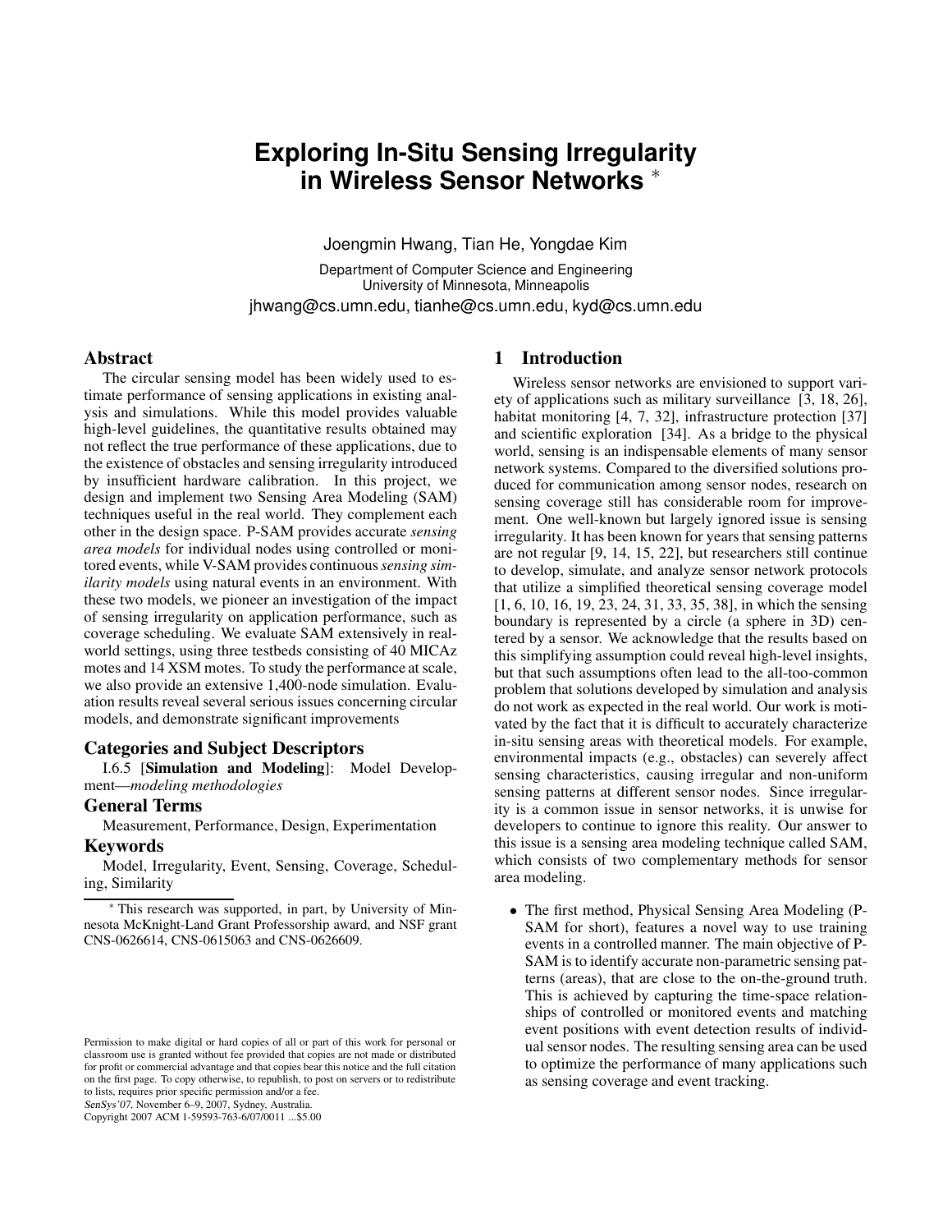# Exploring In-Situ Sensing Irregularity in Wireless Sensor Networks *

Joengmin Hwang, Tian He, Yongdae Kim

Department of Computer Science and Engineering
University of Minnesota, Minneapolis

jhwang@cs.umn.edu, tianhe@cs.umn.edu, kyd@cs.umn.edu

## Abstract

The circular sensing model has been widely used to estimate performance of sensing applications in existing analysis and simulations. While this model provides valuable high-level guidelines, the quantitative results obtained may not reflect the true performance of these applications, due to the existence of obstacles and sensing irregularity introduced by insufficient hardware calibration. In this project, we design and implement two Sensing Area Modeling (SAM) techniques useful in the real world. They complement each other in the design space. P-SAM provides accurate *sensing area models* for individual nodes using controlled or monitored events, while V-SAM provides continuous *sensing similarity models* using natural events in an environment. With these two models, we pioneer an investigation of the impact of sensing irregularity on application performance, such as coverage scheduling. We evaluate SAM extensively in real-world settings, using three testbeds consisting of 40 MICAz motes and 14 XSM motes. To study the performance at scale, we also provide an extensive 1,400-node simulation. Evaluation results reveal several serious issues concerning circular models, and demonstrate significant improvements

### Categories and Subject Descriptors

I.6.5 [**Simulation and Modeling**]: Model Development—*modeling methodologies*

### General Terms

Measurement, Performance, Design, Experimentation

### Keywords

Model, Irregularity, Event, Sensing, Coverage, Scheduling, Similarity

* This research was supported, in part, by University of Minnesota McKnight-Land Grant Professorship award, and NSF grant CNS-0626614, CNS-0615063 and CNS-0626609.

Permission to make digital or hard copies of all or part of this work for personal or classroom use is granted without fee provided that copies are not made or distributed for profit or commercial advantage and that copies bear this notice and the full citation on the first page. To copy otherwise, to republish, to post on servers or to redistribute to lists, requires prior specific permission and/or a fee.
*SenSys'07*, November 6–9, 2007, Sydney, Australia.
Copyright 2007 ACM 1-59593-763-6/07/0011 ...$5.00

## 1 Introduction

Wireless sensor networks are envisioned to support variety of applications such as military surveillance [3, 18, 26], habitat monitoring [4, 7, 32], infrastructure protection [37] and scientific exploration [34]. As a bridge to the physical world, sensing is an indispensable elements of many sensor network systems. Compared to the diversified solutions produced for communication among sensor nodes, research on sensing coverage still has considerable room for improvement. One well-known but largely ignored issue is sensing irregularity. It has been known for years that sensing patterns are not regular [9, 14, 15, 22], but researchers still continue to develop, simulate, and analyze sensor network protocols that utilize a simplified theoretical sensing coverage model [1, 6, 10, 16, 19, 23, 24, 31, 33, 35, 38], in which the sensing boundary is represented by a circle (a sphere in 3D) centered by a sensor. We acknowledge that the results based on this simplifying assumption could reveal high-level insights, but that such assumptions often lead to the all-too-common problem that solutions developed by simulation and analysis do not work as expected in the real world. Our work is motivated by the fact that it is difficult to accurately characterize in-situ sensing areas with theoretical models. For example, environmental impacts (e.g., obstacles) can severely affect sensing characteristics, causing irregular and non-uniform sensing patterns at different sensor nodes. Since irregularity is a common issue in sensor networks, it is unwise for developers to continue to ignore this reality. Our answer to this issue is a sensing area modeling technique called SAM, which consists of two complementary methods for sensor area modeling.

- The first method, Physical Sensing Area Modeling (P-SAM for short), features a novel way to use training events in a controlled manner. The main objective of P-SAM is to identify accurate non-parametric sensing patterns (areas), that are close to the on-the-ground truth. This is achieved by capturing the time-space relationships of controlled or monitored events and matching event positions with event detection results of individual sensor nodes. The resulting sensing area can be used to optimize the performance of many applications such as sensing coverage and event tracking.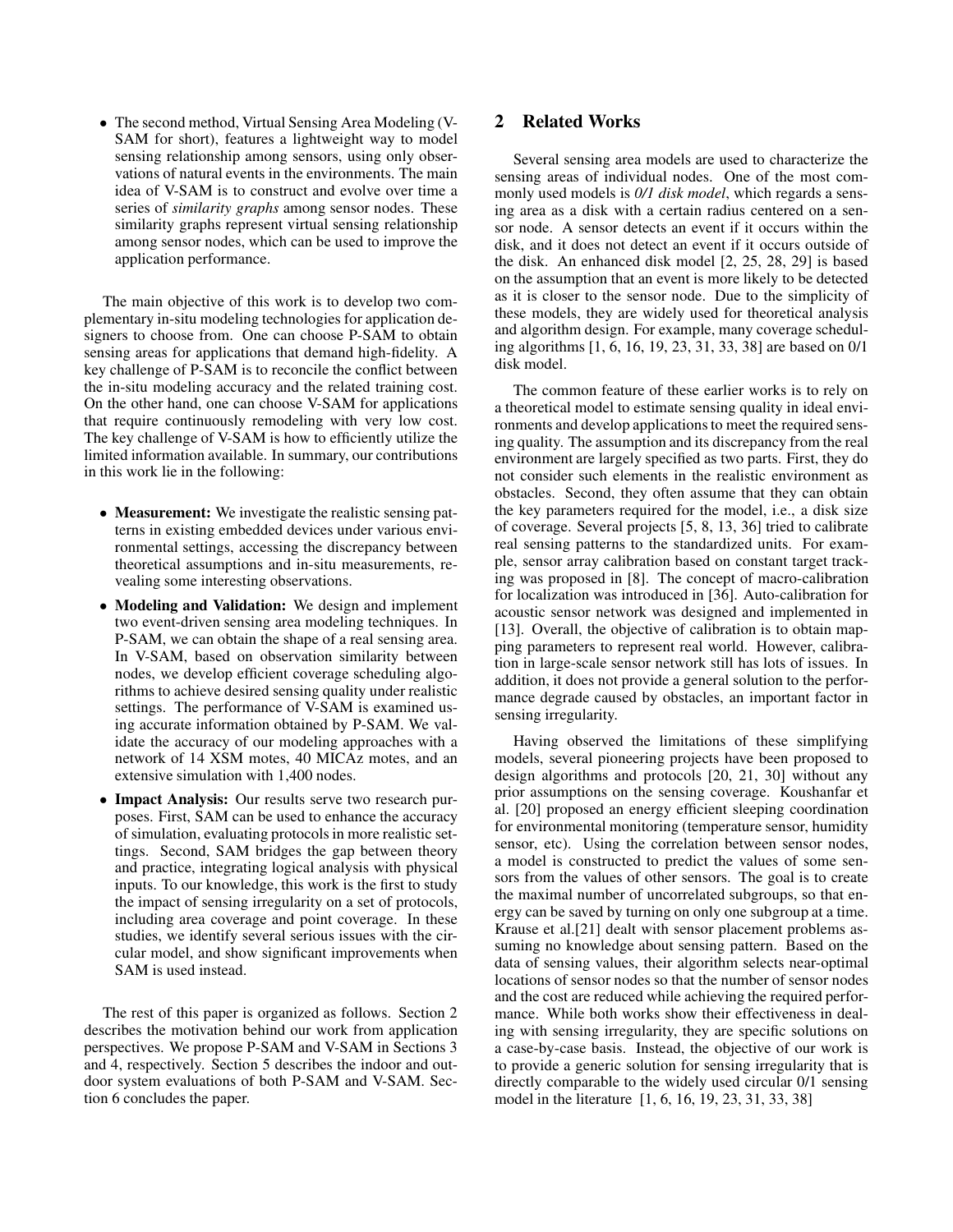- The second method, Virtual Sensing Area Modeling (V-SAM for short), features a lightweight way to model sensing relationship among sensors, using only observations of natural events in the environments. The main idea of V-SAM is to construct and evolve over time a series of *similarity graphs* among sensor nodes. These similarity graphs represent virtual sensing relationship among sensor nodes, which can be used to improve the application performance.

The main objective of this work is to develop two complementary in-situ modeling technologies for application designers to choose from. One can choose P-SAM to obtain sensing areas for applications that demand high-fidelity. A key challenge of P-SAM is to reconcile the conflict between the in-situ modeling accuracy and the related training cost. On the other hand, one can choose V-SAM for applications that require continuously remodeling with very low cost. The key challenge of V-SAM is how to efficiently utilize the limited information available. In summary, our contributions in this work lie in the following:

- **Measurement:** We investigate the realistic sensing patterns in existing embedded devices under various environmental settings, accessing the discrepancy between theoretical assumptions and in-situ measurements, revealing some interesting observations.
- **Modeling and Validation:** We design and implement two event-driven sensing area modeling techniques. In P-SAM, we can obtain the shape of a real sensing area. In V-SAM, based on observation similarity between nodes, we develop efficient coverage scheduling algorithms to achieve desired sensing quality under realistic settings. The performance of V-SAM is examined using accurate information obtained by P-SAM. We validate the accuracy of our modeling approaches with a network of 14 XSM motes, 40 MICAz motes, and an extensive simulation with 1,400 nodes.
- **Impact Analysis:** Our results serve two research purposes. First, SAM can be used to enhance the accuracy of simulation, evaluating protocols in more realistic settings. Second, SAM bridges the gap between theory and practice, integrating logical analysis with physical inputs. To our knowledge, this work is the first to study the impact of sensing irregularity on a set of protocols, including area coverage and point coverage. In these studies, we identify several serious issues with the circular model, and show significant improvements when SAM is used instead.

The rest of this paper is organized as follows. Section 2 describes the motivation behind our work from application perspectives. We propose P-SAM and V-SAM in Sections 3 and 4, respectively. Section 5 describes the indoor and outdoor system evaluations of both P-SAM and V-SAM. Section 6 concludes the paper.

## 2 Related Works

Several sensing area models are used to characterize the sensing areas of individual nodes. One of the most commonly used models is *0/1 disk model*, which regards a sensing area as a disk with a certain radius centered on a sensor node. A sensor detects an event if it occurs within the disk, and it does not detect an event if it occurs outside of the disk. An enhanced disk model [2, 25, 28, 29] is based on the assumption that an event is more likely to be detected as it is closer to the sensor node. Due to the simplicity of these models, they are widely used for theoretical analysis and algorithm design. For example, many coverage scheduling algorithms [1, 6, 16, 19, 23, 31, 33, 38] are based on 0/1 disk model.

The common feature of these earlier works is to rely on a theoretical model to estimate sensing quality in ideal environments and develop applications to meet the required sensing quality. The assumption and its discrepancy from the real environment are largely specified as two parts. First, they do not consider such elements in the realistic environment as obstacles. Second, they often assume that they can obtain the key parameters required for the model, i.e., a disk size of coverage. Several projects [5, 8, 13, 36] tried to calibrate real sensing patterns to the standardized units. For example, sensor array calibration based on constant target tracking was proposed in [8]. The concept of macro-calibration for localization was introduced in [36]. Auto-calibration for acoustic sensor network was designed and implemented in [13]. Overall, the objective of calibration is to obtain mapping parameters to represent real world. However, calibration in large-scale sensor network still has lots of issues. In addition, it does not provide a general solution to the performance degrade caused by obstacles, an important factor in sensing irregularity.

Having observed the limitations of these simplifying models, several pioneering projects have been proposed to design algorithms and protocols [20, 21, 30] without any prior assumptions on the sensing coverage. Koushanfar et al. [20] proposed an energy efficient sleeping coordination for environmental monitoring (temperature sensor, humidity sensor, etc). Using the correlation between sensor nodes, a model is constructed to predict the values of some sensors from the values of other sensors. The goal is to create the maximal number of uncorrelated subgroups, so that energy can be saved by turning on only one subgroup at a time. Krause et al.[21] dealt with sensor placement problems assuming no knowledge about sensing pattern. Based on the data of sensing values, their algorithm selects near-optimal locations of sensor nodes so that the number of sensor nodes and the cost are reduced while achieving the required performance. While both works show their effectiveness in dealing with sensing irregularity, they are specific solutions on a case-by-case basis. Instead, the objective of our work is to provide a generic solution for sensing irregularity that is directly comparable to the widely used circular 0/1 sensing model in the literature [1, 6, 16, 19, 23, 31, 33, 38]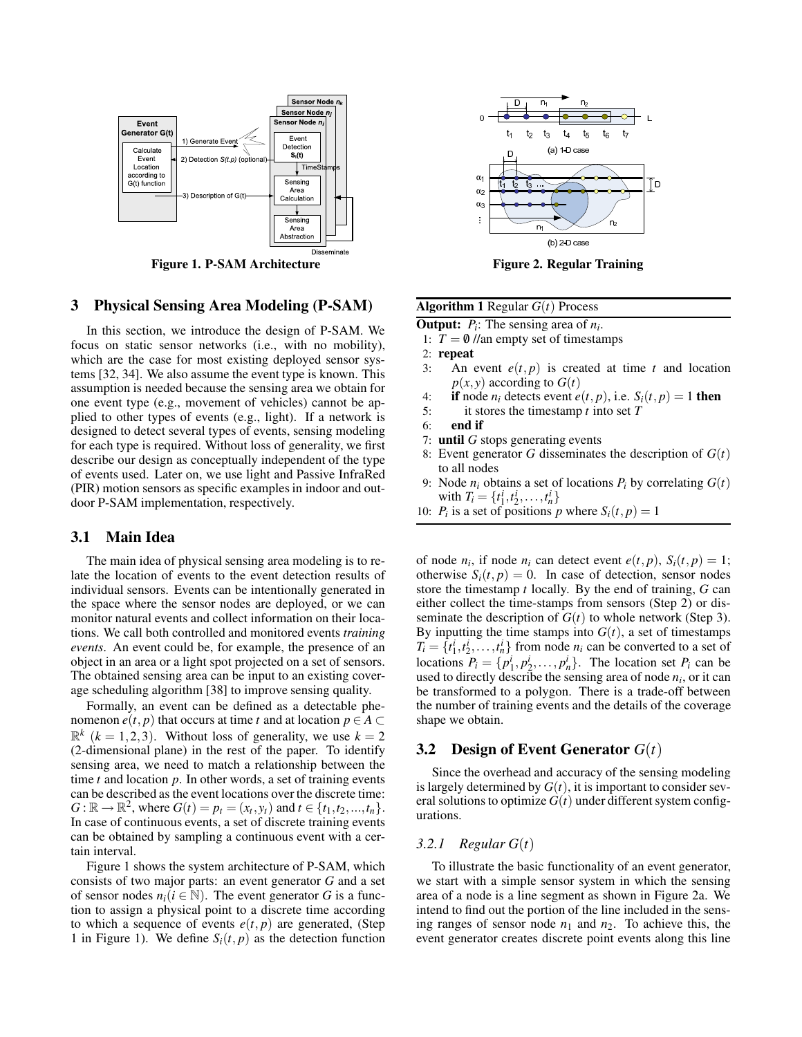Figure 1. P-SAM Architecture

Figure 2. Regular Training

## 3 Physical Sensing Area Modeling (P-SAM)

In this section, we introduce the design of P-SAM. We focus on static sensor networks (i.e., with no mobility), which are the case for most existing deployed sensor systems [32, 34]. We also assume the event type is known. This assumption is needed because the sensing area we obtain for one event type (e.g., movement of vehicles) cannot be applied to other types of events (e.g., light). If a network is designed to detect several types of events, sensing modeling for each type is required. Without loss of generality, we first describe our design as conceptually independent of the type of events used. Later on, we use light and Passive InfraRed (PIR) motion sensors as specific examples in indoor and outdoor P-SAM implementation, respectively.

### 3.1 Main Idea

The main idea of physical sensing area modeling is to relate the location of events to the event detection results of individual sensors. Events can be intentionally generated in the space where the sensor nodes are deployed, or we can monitor natural events and collect information on their locations. We call both controlled and monitored events *training events*. An event could be, for example, the presence of an object in an area or a light spot projected on a set of sensors. The obtained sensing area can be input to an existing coverage scheduling algorithm [38] to improve sensing quality.

Formally, an event can be defined as a detectable phenomenon $e(t, p)$ that occurs at time $t$ and at location $p \in A \subset \mathbb{R}^k$ $(k = 1, 2, 3)$. Without loss of generality, we use $k = 2$ (2-dimensional plane) in the rest of the paper. To identify sensing area, we need to match a relationship between the time $t$ and location $p$. In other words, a set of training events can be described as the event locations over the discrete time: $G : \mathbb{R} \to \mathbb{R}^2$, where $G(t) = p_t = (x_t, y_t)$ and $t \in \{t_1, t_2, ..., t_n\}$. In case of continuous events, a set of discrete training events can be obtained by sampling a continuous event with a certain interval.

Figure 1 shows the system architecture of P-SAM, which consists of two major parts: an event generator $G$ and a set of sensor nodes $n_i (i \in \mathbb{N})$. The event generator $G$ is a function to assign a physical point to a discrete time according to which a sequence of events $e(t, p)$ are generated, (Step 1 in Figure 1). We define $S_i(t, p)$ as the detection function of node $n_i$, if node $n_i$ can detect event $e(t, p)$, $S_i(t, p) = 1$; otherwise $S_i(t, p) = 0$. In case of detection, sensor nodes store the timestamp $t$ locally. By the end of training, $G$ can either collect the time-stamps from sensors (Step 2) or disseminate the description of $G(t)$ to whole network (Step 3). By inputting the time stamps into $G(t)$, a set of timestamps $T_i = \{t_1^i, t_2^i, \ldots, t_n^i\}$ from node $n_i$ can be converted to a set of locations $P_i = \{p_1^i, p_2^i, \ldots, p_n^i\}$. The location set $P_i$ can be used to directly describe the sensing area of node $n_i$, or it can be transformed to a polygon. There is a trade-off between the number of training events and the details of the coverage shape we obtain.

**Algorithm 1** Regular $G(t)$ Process

**Output:** $P_i$: The sensing area of $n_i$.

1: $T = \emptyset$ //an empty set of timestamps
2: **repeat**
3: An event $e(t, p)$ is created at time $t$ and location $p(x, y)$ according to $G(t)$
4: **if** node $n_i$ detects event $e(t, p)$, i.e. $S_i(t, p) = 1$ **then**
5: it stores the timestamp $t$ into set $T$
6: **end if**
7: **until** $G$ stops generating events
8: Event generator $G$ disseminates the description of $G(t)$ to all nodes
9: Node $n_i$ obtains a set of locations $P_i$ by correlating $G(t)$ with $T_i = \{t_1^i, t_2^i, \ldots, t_n^i\}$
10: $P_i$ is a set of positions $p$ where $S_i(t, p) = 1$

### 3.2 Design of Event Generator $G(t)$

Since the overhead and accuracy of the sensing modeling is largely determined by $G(t)$, it is important to consider several solutions to optimize $G(t)$ under different system configurations.

#### 3.2.1 Regular $G(t)$

To illustrate the basic functionality of an event generator, we start with a simple sensor system in which the sensing area of a node is a line segment as shown in Figure 2a. We intend to find out the portion of the line included in the sensing ranges of sensor node $n_1$ and $n_2$. To achieve this, the event generator creates discrete point events along this line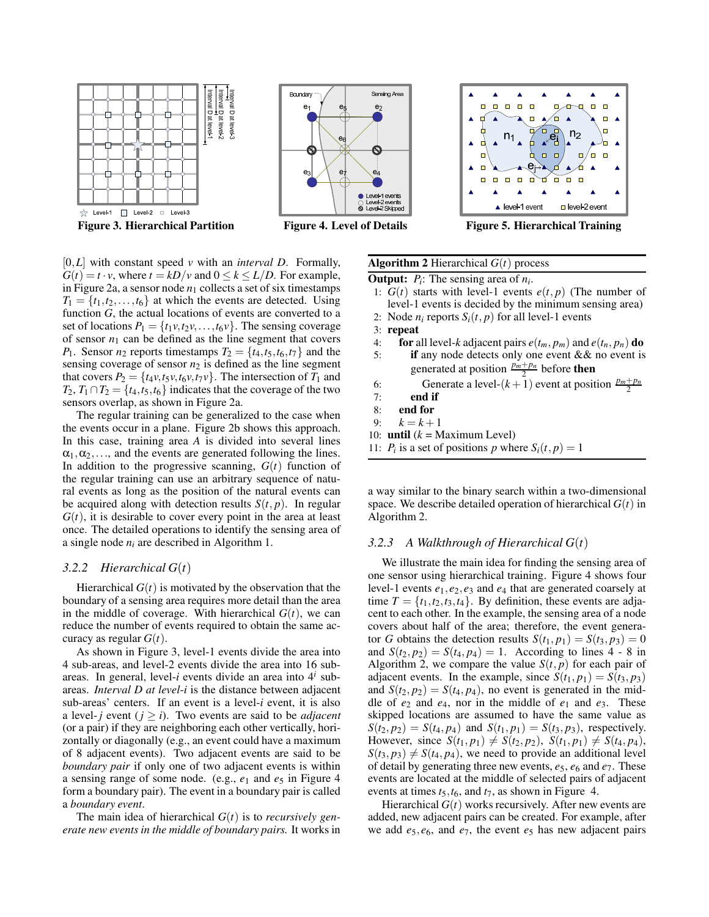Figure 3. Hierarchical Partition

Figure 4. Level of Details

Figure 5. Hierarchical Training

$[0, L]$ with constant speed $v$ with an *interval D*. Formally, $G(t) = t \cdot v$, where $t = kD/v$ and $0 \le k \le L/D$. For example, in Figure 2a, a sensor node $n_1$ collects a set of six timestamps $T_1 = \{t_1, t_2, \ldots, t_6\}$ at which the events are detected. Using function $G$, the actual locations of events are converted to a set of locations $P_1 = \{t_1 v, t_2 v, \ldots, t_6 v\}$. The sensing coverage of sensor $n_1$ can be defined as the line segment that covers $P_1$. Sensor $n_2$ reports timestamps $T_2 = \{t_4, t_5, t_6, t_7\}$ and the sensing coverage of sensor $n_2$ is defined as the line segment that covers $P_2 = \{t_4 v, t_5 v, t_6 v, t_7 v\}$. The intersection of $T_1$ and $T_2$, $T_1 \cap T_2 = \{t_4, t_5, t_6\}$ indicates that the coverage of the two sensors overlap, as shown in Figure 2a.

The regular training can be generalized to the case when the events occur in a plane. Figure 2b shows this approach. In this case, training area $A$ is divided into several lines $\alpha_1, \alpha_2, \ldots$, and the events are generated following the lines. In addition to the progressive scanning, $G(t)$ function of the regular training can use an arbitrary sequence of natural events as long as the position of the natural events can be acquired along with detection results $S(t, p)$. In regular $G(t)$, it is desirable to cover every point in the area at least once. The detailed operations to identify the sensing area of a single node $n_i$ are described in Algorithm 1.

### 3.2.2 Hierarchical $G(t)$

Hierarchical $G(t)$ is motivated by the observation that the boundary of a sensing area requires more detail than the area in the middle of coverage. With hierarchical $G(t)$, we can reduce the number of events required to obtain the same accuracy as regular $G(t)$.

As shown in Figure 3, level-1 events divide the area into 4 sub-areas, and level-2 events divide the area into 16 sub-areas. In general, level-$i$ events divide an area into $4^i$ sub-areas. *Interval D at level-i* is the distance between adjacent sub-areas' centers. If an event is a level-$i$ event, it is also a level-$j$ event ($j \ge i$). Two events are said to be *adjacent* (or a pair) if they are neighboring each other vertically, horizontally or diagonally (e.g., an event could have a maximum of 8 adjacent events). Two adjacent events are said to be *boundary pair* if only one of two adjacent events is within a sensing range of some node. (e.g., $e_1$ and $e_5$ in Figure 4 form a boundary pair). The event in a boundary pair is called a *boundary event*.

The main idea of hierarchical $G(t)$ is to *recursively generate new events in the middle of boundary pairs.* It works in a way similar to the binary search within a two-dimensional space. We describe detailed operation of hierarchical $G(t)$ in Algorithm 2.

**Algorithm 2** Hierarchical $G(t)$ process

**Output:** $P_i$: The sensing area of $n_i$.

1: $G(t)$ starts with level-1 events $e(t, p)$ (The number of level-1 events is decided by the minimum sensing area)
2: Node $n_i$ reports $S_i(t, p)$ for all level-1 events
3: **repeat**
4: **for** all level-$k$ adjacent pairs $e(t_m, p_m)$ and $e(t_n, p_n)$ **do**
5: **if** any node detects only one event && no event is generated at position $\frac{p_m + p_n}{2}$ before **then**
6: Generate a level-$(k+1)$ event at position $\frac{p_m + p_n}{2}$
7: **end if**
8: **end for**
9: $k = k + 1$
10: **until** ($k$ = Maximum Level)
11: $P_i$ is a set of positions $p$ where $S_i(t, p) = 1$

### 3.2.3 A Walkthrough of Hierarchical $G(t)$

We illustrate the main idea for finding the sensing area of one sensor using hierarchical training. Figure 4 shows four level-1 events $e_1, e_2, e_3$ and $e_4$ that are generated coarsely at time $T = \{t_1, t_2, t_3, t_4\}$. By definition, these events are adjacent to each other. In the example, the sensing area of a node covers about half of the area; therefore, the event generator $G$ obtains the detection results $S(t_1, p_1) = S(t_3, p_3) = 0$ and $S(t_2, p_2) = S(t_4, p_4) = 1$. According to lines 4 - 8 in Algorithm 2, we compare the value $S(t, p)$ for each pair of adjacent events. In the example, since $S(t_1, p_1) = S(t_3, p_3)$ and $S(t_2, p_2) = S(t_4, p_4)$, no event is generated in the middle of $e_2$ and $e_4$, nor in the middle of $e_1$ and $e_3$. These skipped locations are assumed to have the same value as $S(t_2, p_2) = S(t_4, p_4)$ and $S(t_1, p_1) = S(t_3, p_3)$, respectively. However, since $S(t_1, p_1) \neq S(t_2, p_2)$, $S(t_1, p_1) \neq S(t_4, p_4)$, $S(t_3, p_3) \neq S(t_4, p_4)$, we need to provide an additional level of detail by generating three new events, $e_5$, $e_6$ and $e_7$. These events are located at the middle of selected pairs of adjacent events at times $t_5, t_6$, and $t_7$, as shown in Figure 4.

Hierarchical $G(t)$ works recursively. After new events are added, new adjacent pairs can be created. For example, after we add $e_5, e_6$, and $e_7$, the event $e_5$ has new adjacent pairs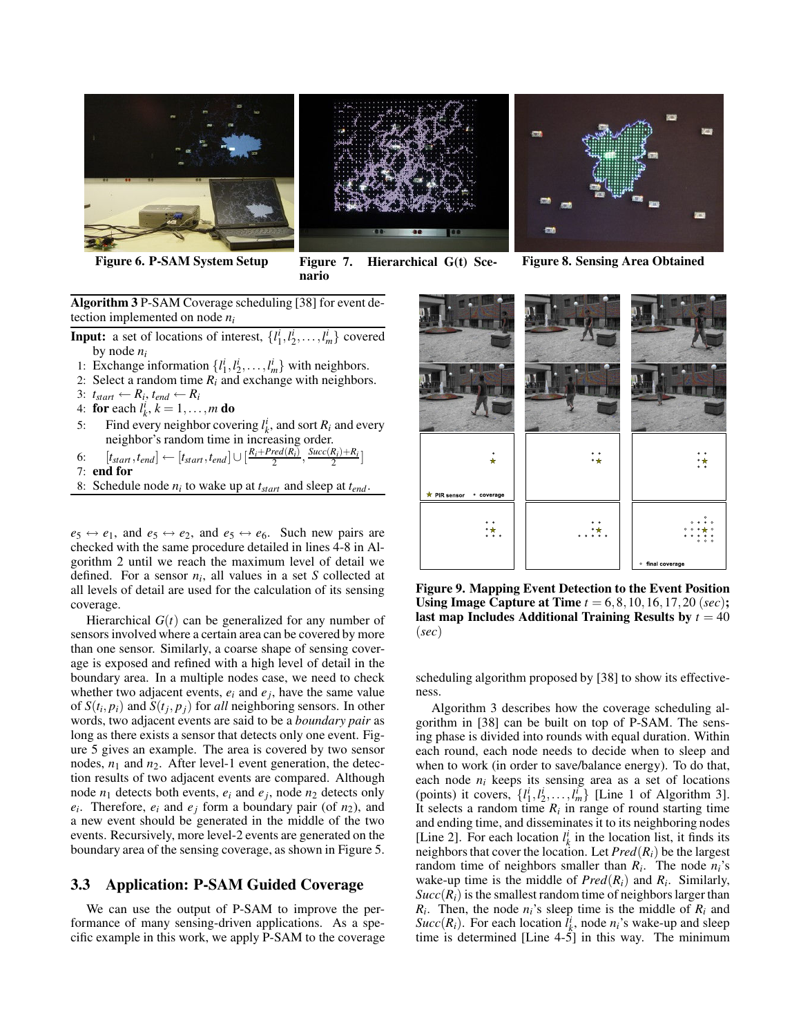Figure 6. P-SAM System Setup

Figure 7. Hierarchical G(t) Scenario

Figure 8. Sensing Area Obtained

**Algorithm 3** P-SAM Coverage scheduling [38] for event detection implemented on node $n_i$

**Input:** a set of locations of interest, $\{l^i_1, l^i_2, \ldots, l^i_m\}$ covered by node $n_i$

1: Exchange information $\{l^i_1, l^i_2, \ldots, l^i_m\}$ with neighbors.
2: Select a random time $R_i$ and exchange with neighbors.
3: $t_{start} \leftarrow R_i$, $t_{end} \leftarrow R_i$
4: **for** each $l^i_k$, $k = 1, \ldots, m$ **do**
5: Find every neighbor covering $l^i_k$, and sort $R_i$ and every neighbor's random time in increasing order.
6: $[t_{start}, t_{end}] \leftarrow [t_{start}, t_{end}] \cup [\frac{R_i + Pred(R_i)}{2}, \frac{Succ(R_i) + R_i}{2}]$
7: **end for**
8: Schedule node $n_i$ to wake up at $t_{start}$ and sleep at $t_{end}$.

$e_5 \leftrightarrow e_1$, and $e_5 \leftrightarrow e_2$, and $e_5 \leftrightarrow e_6$. Such new pairs are checked with the same procedure detailed in lines 4-8 in Algorithm 2 until we reach the maximum level of detail we defined. For a sensor $n_i$, all values in a set $S$ collected at all levels of detail are used for the calculation of its sensing coverage.

Hierarchical $G(t)$ can be generalized for any number of sensors involved where a certain area can be covered by more than one sensor. Similarly, a coarse shape of sensing coverage is exposed and refined with a high level of detail in the boundary area. In a multiple nodes case, we need to check whether two adjacent events, $e_i$ and $e_j$, have the same value of $S(t_i, p_i)$ and $S(t_j, p_j)$ for *all* neighboring sensors. In other words, two adjacent events are said to be a *boundary pair* as long as there exists a sensor that detects only one event. Figure 5 gives an example. The area is covered by two sensor nodes, $n_1$ and $n_2$. After level-1 event generation, the detection results of two adjacent events are compared. Although node $n_1$ detects both events, $e_i$ and $e_j$, node $n_2$ detects only $e_i$. Therefore, $e_i$ and $e_j$ form a boundary pair (of $n_2$), and a new event should be generated in the middle of the two events. Recursively, more level-2 events are generated on the boundary area of the sensing coverage, as shown in Figure 5.

### 3.3 Application: P-SAM Guided Coverage

We can use the output of P-SAM to improve the performance of many sensing-driven applications. As a specific example in this work, we apply P-SAM to the coverage scheduling algorithm proposed by [38] to show its effectiveness.

**Figure 9. Mapping Event Detection to the Event Position Using Image Capture at Time $t = 6, 8, 10, 16, 17, 20$ (*sec*); last map Includes Additional Training Results by $t = 40$ (*sec*)**

Algorithm 3 describes how the coverage scheduling algorithm in [38] can be built on top of P-SAM. The sensing phase is divided into rounds with equal duration. Within each round, each node needs to decide when to sleep and when to work (in order to save/balance energy). To do that, each node $n_i$ keeps its sensing area as a set of locations (points) it covers, $\{l^i_1, l^i_2, \ldots, l^i_m\}$ [Line 1 of Algorithm 3]. It selects a random time $R_i$ in range of round starting time and ending time, and disseminates it to its neighboring nodes [Line 2]. For each location $l^i_k$ in the location list, it finds its neighbors that cover the location. Let $Pred(R_i)$ be the largest random time of neighbors smaller than $R_i$. The node $n_i$'s wake-up time is the middle of $Pred(R_i)$ and $R_i$. Similarly, $Succ(R_i)$ is the smallest random time of neighbors larger than $R_i$. Then, the node $n_i$'s sleep time is the middle of $R_i$ and $Succ(R_i)$. For each location $l^i_k$, node $n_i$'s wake-up and sleep time is determined [Line 4-5] in this way. The minimum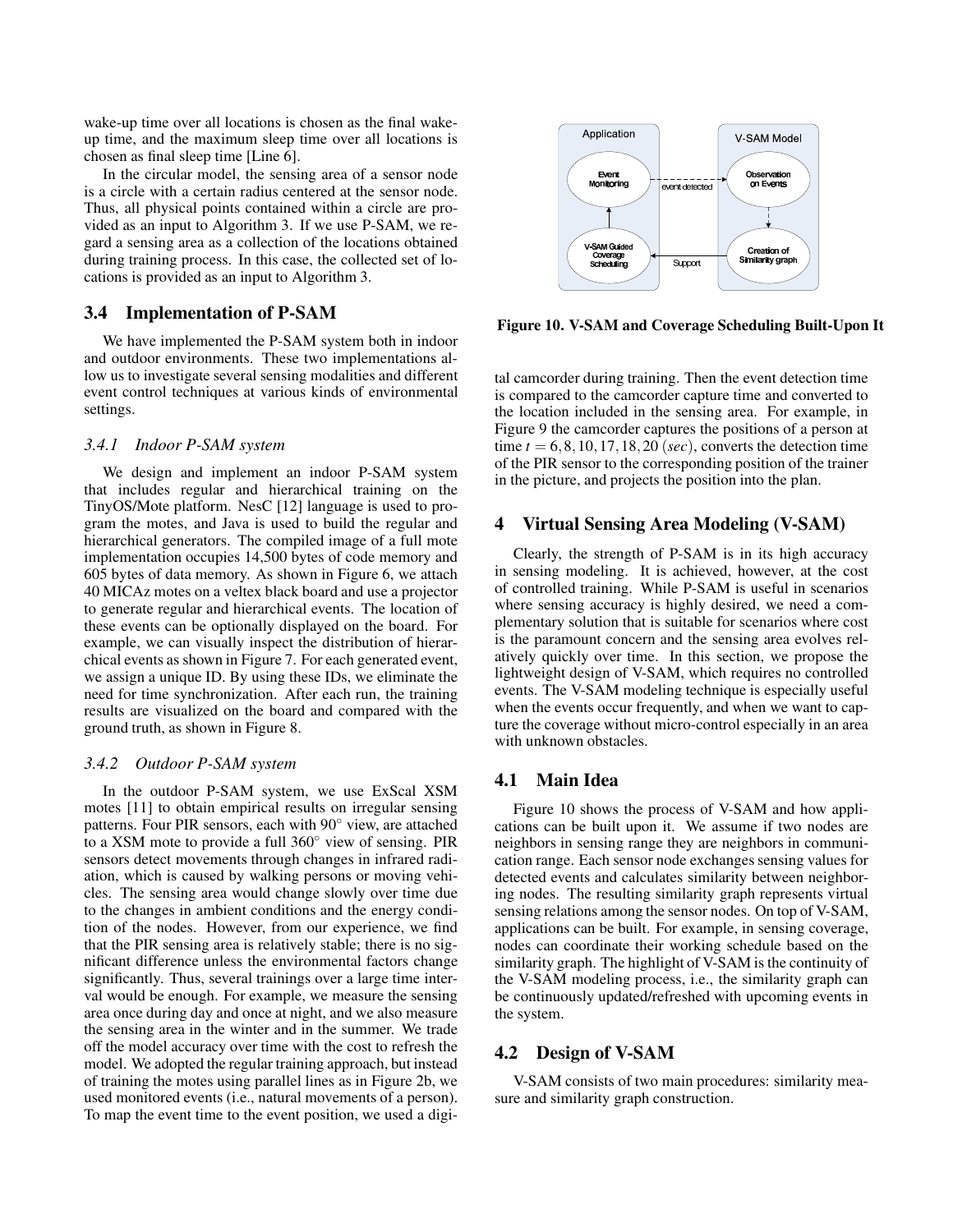wake-up time over all locations is chosen as the final wake-up time, and the maximum sleep time over all locations is chosen as final sleep time [Line 6].

In the circular model, the sensing area of a sensor node is a circle with a certain radius centered at the sensor node. Thus, all physical points contained within a circle are provided as an input to Algorithm 3. If we use P-SAM, we regard a sensing area as a collection of the locations obtained during training process. In this case, the collected set of locations is provided as an input to Algorithm 3.

## 3.4 Implementation of P-SAM

We have implemented the P-SAM system both in indoor and outdoor environments. These two implementations allow us to investigate several sensing modalities and different event control techniques at various kinds of environmental settings.

### *3.4.1 Indoor P-SAM system*

We design and implement an indoor P-SAM system that includes regular and hierarchical training on the TinyOS/Mote platform. NesC [12] language is used to program the motes, and Java is used to build the regular and hierarchical generators. The compiled image of a full mote implementation occupies 14,500 bytes of code memory and 605 bytes of data memory. As shown in Figure 6, we attach 40 MICAz motes on a veltex black board and use a projector to generate regular and hierarchical events. The location of these events can be optionally displayed on the board. For example, we can visually inspect the distribution of hierarchical events as shown in Figure 7. For each generated event, we assign a unique ID. By using these IDs, we eliminate the need for time synchronization. After each run, the training results are visualized on the board and compared with the ground truth, as shown in Figure 8.

### *3.4.2 Outdoor P-SAM system*

In the outdoor P-SAM system, we use ExScal XSM motes [11] to obtain empirical results on irregular sensing patterns. Four PIR sensors, each with 90° view, are attached to a XSM mote to provide a full 360° view of sensing. PIR sensors detect movements through changes in infrared radiation, which is caused by walking persons or moving vehicles. The sensing area would change slowly over time due to the changes in ambient conditions and the energy condition of the nodes. However, from our experience, we find that the PIR sensing area is relatively stable; there is no significant difference unless the environmental factors change significantly. Thus, several trainings over a large time interval would be enough. For example, we measure the sensing area once during day and once at night, and we also measure the sensing area in the winter and in the summer. We trade off the model accuracy over time with the cost to refresh the model. We adopted the regular training approach, but instead of training the motes using parallel lines as in Figure 2b, we used monitored events (i.e., natural movements of a person). To map the event time to the event position, we used a digital camcorder during training. Then the event detection time is compared to the camcorder capture time and converted to the location included in the sensing area. For example, in Figure 9 the camcorder captures the positions of a person at time $t = 6, 8, 10, 17, 18, 20$ (*sec*), converts the detection time of the PIR sensor to the corresponding position of the trainer in the picture, and projects the position into the plan.

Figure 10. V-SAM and Coverage Scheduling Built-Upon It

## 4 Virtual Sensing Area Modeling (V-SAM)

Clearly, the strength of P-SAM is in its high accuracy in sensing modeling. It is achieved, however, at the cost of controlled training. While P-SAM is useful in scenarios where sensing accuracy is highly desired, we need a complementary solution that is suitable for scenarios where cost is the paramount concern and the sensing area evolves relatively quickly over time. In this section, we propose the lightweight design of V-SAM, which requires no controlled events. The V-SAM modeling technique is especially useful when the events occur frequently, and when we want to capture the coverage without micro-control especially in an area with unknown obstacles.

## 4.1 Main Idea

Figure 10 shows the process of V-SAM and how applications can be built upon it. We assume if two nodes are neighbors in sensing range they are neighbors in communication range. Each sensor node exchanges sensing values for detected events and calculates similarity between neighboring nodes. The resulting similarity graph represents virtual sensing relations among the sensor nodes. On top of V-SAM, applications can be built. For example, in sensing coverage, nodes can coordinate their working schedule based on the similarity graph. The highlight of V-SAM is the continuity of the V-SAM modeling process, i.e., the similarity graph can be continuously updated/refreshed with upcoming events in the system.

## 4.2 Design of V-SAM

V-SAM consists of two main procedures: similarity measure and similarity graph construction.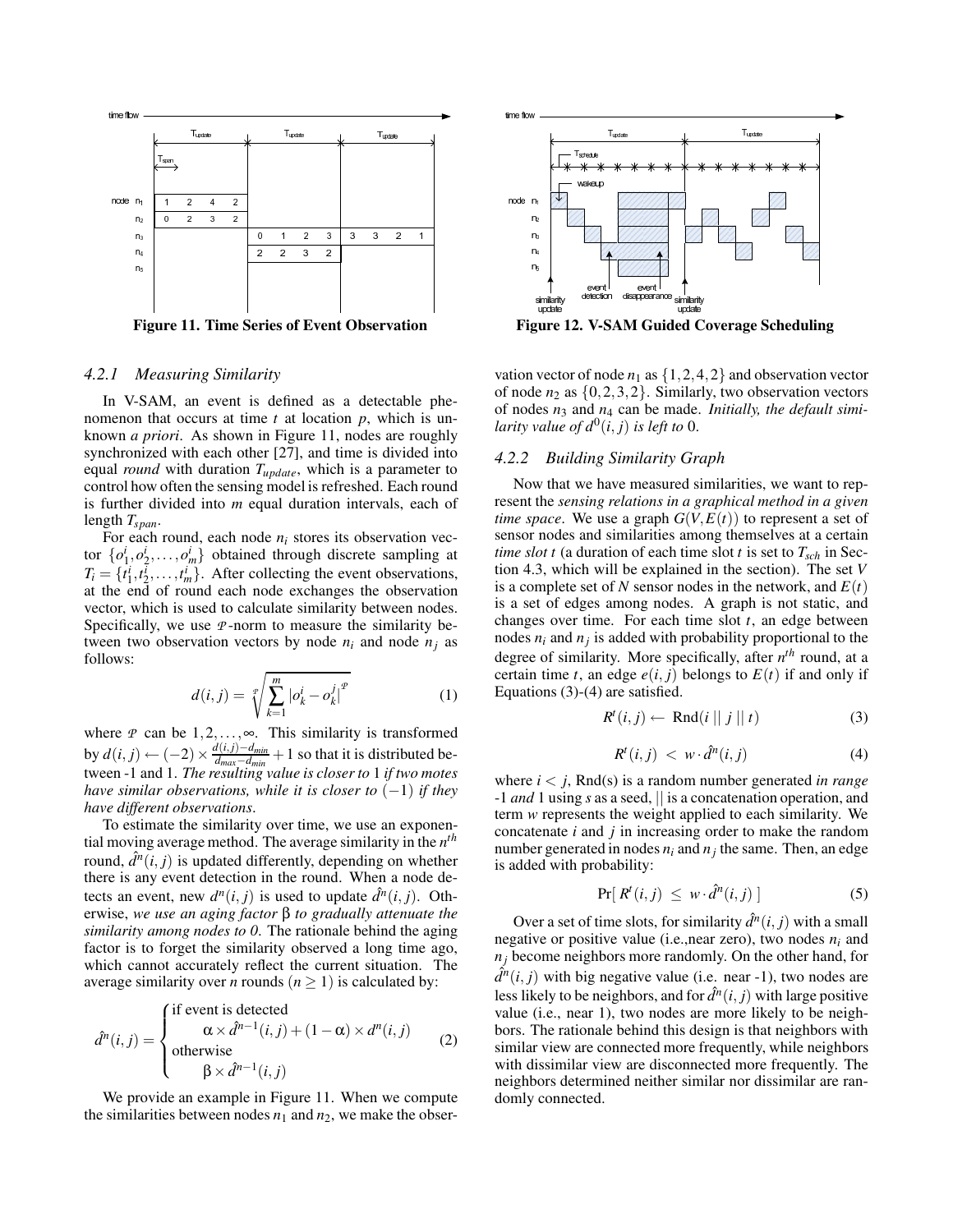Figure 11. Time Series of Event Observation

Figure 12. V-SAM Guided Coverage Scheduling

### 4.2.1 Measuring Similarity

In V-SAM, an event is defined as a detectable phenomenon that occurs at time $t$ at location $p$, which is unknown *a priori*. As shown in Figure 11, nodes are roughly synchronized with each other [27], and time is divided into equal *round* with duration $T_{update}$, which is a parameter to control how often the sensing model is refreshed. Each round is further divided into $m$ equal duration intervals, each of length $T_{span}$.

For each round, each node $n_i$ stores its observation vector $\{o_1^i, o_2^i, \ldots, o_m^i\}$ obtained through discrete sampling at $T_i = \{t_1^i, t_2^i, \ldots, t_m^i\}$. After collecting the event observations, at the end of round each node exchanges the observation vector, which is used to calculate similarity between nodes. Specifically, we use $\mathcal{P}$-norm to measure the similarity between two observation vectors by node $n_i$ and node $n_j$ as follows:

$$d(i,j) = \sqrt[\mathcal{P}]{\sum_{k=1}^{m} |o_k^i - o_k^j|^{\mathcal{P}}} \tag{1}$$

where $\mathcal{P}$ can be $1, 2, \ldots, \infty$. This similarity is transformed by $d(i,j) \leftarrow (-2) \times \frac{d(i,j)-d_{min}}{d_{max}-d_{min}} + 1$ so that it is distributed between -1 and 1. *The resulting value is closer to* 1 *if two motes have similar observations, while it is closer to* $(-1)$ *if they have different observations*.

To estimate the similarity over time, we use an exponential moving average method. The average similarity in the $n^{th}$ round, $\hat{d}^n(i,j)$ is updated differently, depending on whether there is any event detection in the round. When a node detects an event, new $d^n(i,j)$ is used to update $\hat{d}^n(i,j)$. Otherwise, *we use an aging factor* $\beta$ *to gradually attenuate the similarity among nodes to 0*. The rationale behind the aging factor is to forget the similarity observed a long time ago, which cannot accurately reflect the current situation. The average similarity over $n$ rounds ($n \geq 1$) is calculated by:

$$\hat{d}^n(i,j) = \begin{cases} \text{if event is detected} \\ \qquad \alpha \times \hat{d}^{n-1}(i,j) + (1-\alpha) \times d^n(i,j) \\ \text{otherwise} \\ \qquad \beta \times \hat{d}^{n-1}(i,j) \end{cases} \tag{2}$$

We provide an example in Figure 11. When we compute the similarities between nodes $n_1$ and $n_2$, we make the observation vector of node $n_1$ as $\{1,2,4,2\}$ and observation vector of node $n_2$ as $\{0,2,3,2\}$. Similarly, two observation vectors of nodes $n_3$ and $n_4$ can be made. *Initially, the default similarity value of* $d^0(i,j)$ *is left to* 0.

### 4.2.2 Building Similarity Graph

Now that we have measured similarities, we want to represent the *sensing relations in a graphical method in a given time space*. We use a graph $G(V, E(t))$ to represent a set of sensor nodes and similarities among themselves at a certain *time slot t* (a duration of each time slot $t$ is set to $T_{sch}$ in Section 4.3, which will be explained in the section). The set $V$ is a complete set of $N$ sensor nodes in the network, and $E(t)$ is a set of edges among nodes. A graph is not static, and changes over time. For each time slot $t$, an edge between nodes $n_i$ and $n_j$ is added with probability proportional to the degree of similarity. More specifically, after $n^{th}$ round, at a certain time $t$, an edge $e(i,j)$ belongs to $E(t)$ if and only if Equations (3)-(4) are satisfied.

$$R^t(i,j) \leftarrow \text{Rnd}(i \,||\, j \,||\, t) \tag{3}$$

$$R^t(i,j) \;<\; w \cdot \hat{d}^n(i,j) \tag{4}$$

where $i < j$, Rnd(s) is a random number generated *in range* -1 *and* 1 using $s$ as a seed, $||$ is a concatenation operation, and term $w$ represents the weight applied to each similarity. We concatenate $i$ and $j$ in increasing order to make the random number generated in nodes $n_i$ and $n_j$ the same. Then, an edge is added with probability:

$$\Pr[\, R^t(i,j) \;\leq\; w \cdot \hat{d}^n(i,j) \,] \tag{5}$$

Over a set of time slots, for similarity $\hat{d}^n(i,j)$ with a small negative or positive value (i.e.,near zero), two nodes $n_i$ and $n_j$ become neighbors more randomly. On the other hand, for $\hat{d}^n(i,j)$ with big negative value (i.e. near -1), two nodes are less likely to be neighbors, and for $\hat{d}^n(i,j)$ with large positive value (i.e., near 1), two nodes are more likely to be neighbors. The rationale behind this design is that neighbors with similar view are connected more frequently, while neighbors with dissimilar view are disconnected more frequently. The neighbors determined neither similar nor dissimilar are randomly connected.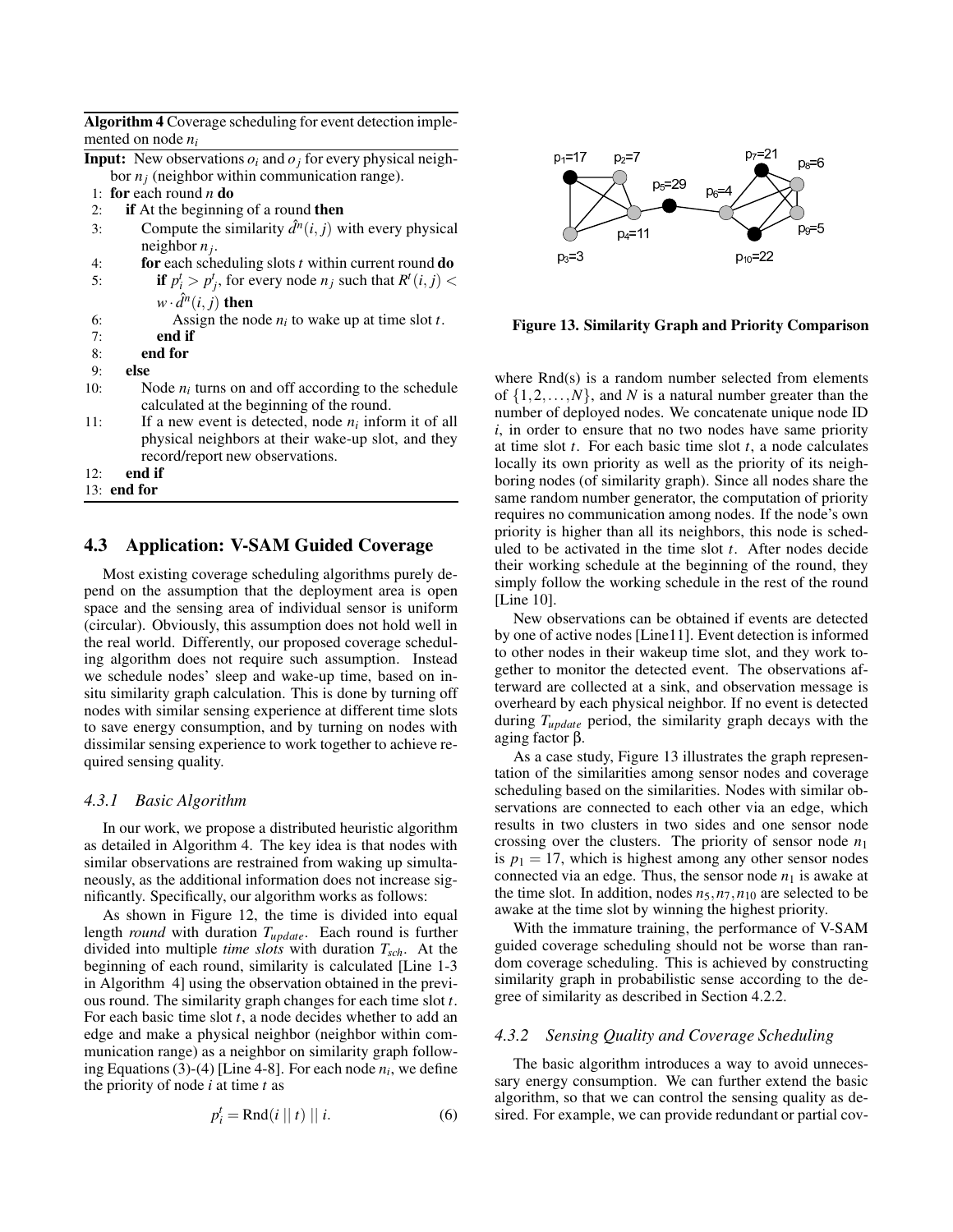**Algorithm 4** Coverage scheduling for event detection implemented on node $n_i$

**Input:** New observations $o_i$ and $o_j$ for every physical neighbor $n_j$ (neighbor within communication range).

```
1:  for each round n do
2:    if At the beginning of a round then
3:      Compute the similarity d̂^n(i, j) with every physical
        neighbor n_j.
4:      for each scheduling slots t within current round do
5:        if p_i^t > p_j^t, for every node n_j such that R^t(i, j) <
          w · d̂^n(i, j) then
6:          Assign the node n_i to wake up at time slot t.
7:        end if
8:      end for
9:    else
10:     Node n_i turns on and off according to the schedule
        calculated at the beginning of the round.
11:     If a new event is detected, node n_i inform it of all
        physical neighbors at their wake-up slot, and they
        record/report new observations.
12:   end if
13: end for
```

## 4.3 Application: V-SAM Guided Coverage

Most existing coverage scheduling algorithms purely depend on the assumption that the deployment area is open space and the sensing area of individual sensor is uniform (circular). Obviously, this assumption does not hold well in the real world. Differently, our proposed coverage scheduling algorithm does not require such assumption. Instead we schedule nodes' sleep and wake-up time, based on in-situ similarity graph calculation. This is done by turning off nodes with similar sensing experience at different time slots to save energy consumption, and by turning on nodes with dissimilar sensing experience to work together to achieve required sensing quality.

### *4.3.1 Basic Algorithm*

In our work, we propose a distributed heuristic algorithm as detailed in Algorithm 4. The key idea is that nodes with similar observations are restrained from waking up simultaneously, as the additional information does not increase significantly. Specifically, our algorithm works as follows:

As shown in Figure 12, the time is divided into equal length *round* with duration $T_{update}$. Each round is further divided into multiple *time slots* with duration $T_{sch}$. At the beginning of each round, similarity is calculated [Line 1-3 in Algorithm 4] using the observation obtained in the previous round. The similarity graph changes for each time slot $t$. For each basic time slot $t$, a node decides whether to add an edge and make a physical neighbor (neighbor within communication range) as a neighbor on similarity graph following Equations (3)-(4) [Line 4-8]. For each node $n_i$, we define the priority of node $i$ at time $t$ as

$$p_i^t = \text{Rnd}(i \,||\, t) \,||\, i. \tag{6}$$

where Rnd(s) is a random number selected from elements of $\{1, 2, \ldots, N\}$, and $N$ is a natural number greater than the number of deployed nodes. We concatenate unique node ID $i$, in order to ensure that no two nodes have same priority at time slot $t$. For each basic time slot $t$, a node calculates locally its own priority as well as the priority of its neighboring nodes (of similarity graph). Since all nodes share the same random number generator, the computation of priority requires no communication among nodes. If the node's own priority is higher than all its neighbors, this node is scheduled to be activated in the time slot $t$. After nodes decide their working schedule at the beginning of the round, they simply follow the working schedule in the rest of the round [Line 10].

New observations can be obtained if events are detected by one of active nodes [Line11]. Event detection is informed to other nodes in their wakeup time slot, and they work together to monitor the detected event. The observations afterward are collected at a sink, and observation message is overheard by each physical neighbor. If no event is detected during $T_{update}$ period, the similarity graph decays with the aging factor $\beta$.

As a case study, Figure 13 illustrates the graph representation of the similarities among sensor nodes and coverage scheduling based on the similarities. Nodes with similar observations are connected to each other via an edge, which results in two clusters in two sides and one sensor node crossing over the clusters. The priority of sensor node $n_1$ is $p_1 = 17$, which is highest among any other sensor nodes connected via an edge. Thus, the sensor node $n_1$ is awake at the time slot. In addition, nodes $n_5, n_7, n_{10}$ are selected to be awake at the time slot by winning the highest priority.

With the immature training, the performance of V-SAM guided coverage scheduling should not be worse than random coverage scheduling. This is achieved by constructing similarity graph in probabilistic sense according to the degree of similarity as described in Section 4.2.2.

**Figure 13. Similarity Graph and Priority Comparison**

### *4.3.2 Sensing Quality and Coverage Scheduling*

The basic algorithm introduces a way to avoid unnecessary energy consumption. We can further extend the basic algorithm, so that we can control the sensing quality as desired. For example, we can provide redundant or partial cov-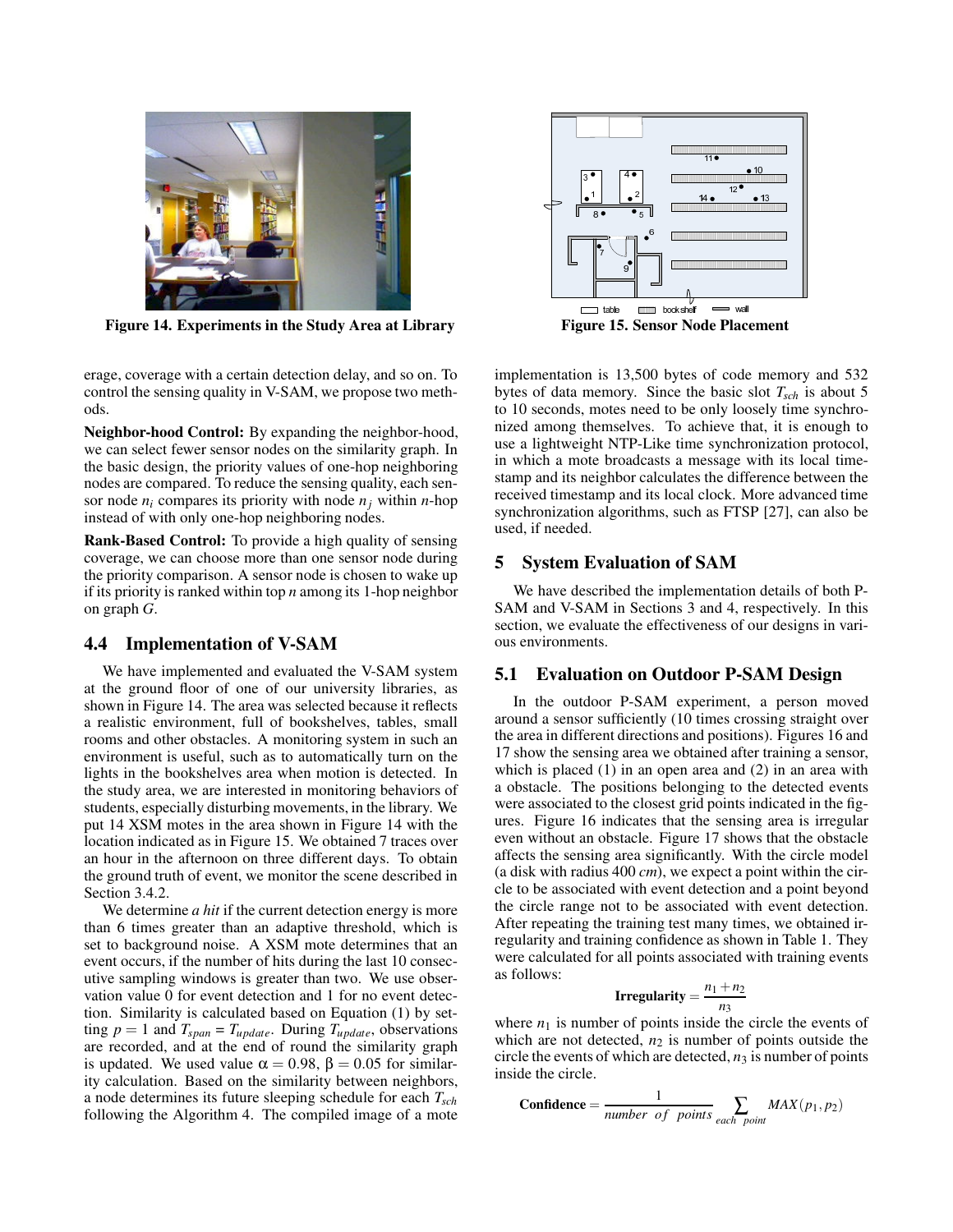Figure 14. Experiments in the Study Area at Library

Figure 15. Sensor Node Placement

erage, coverage with a certain detection delay, and so on. To control the sensing quality in V-SAM, we propose two methods.

**Neighbor-hood Control:** By expanding the neighbor-hood, we can select fewer sensor nodes on the similarity graph. In the basic design, the priority values of one-hop neighboring nodes are compared. To reduce the sensing quality, each sensor node $n_i$ compares its priority with node $n_j$ within $n$-hop instead of with only one-hop neighboring nodes.

**Rank-Based Control:** To provide a high quality of sensing coverage, we can choose more than one sensor node during the priority comparison. A sensor node is chosen to wake up if its priority is ranked within top $n$ among its 1-hop neighbor on graph $G$.

### 4.4 Implementation of V-SAM

We have implemented and evaluated the V-SAM system at the ground floor of one of our university libraries, as shown in Figure 14. The area was selected because it reflects a realistic environment, full of bookshelves, tables, small rooms and other obstacles. A monitoring system in such an environment is useful, such as to automatically turn on the lights in the bookshelves area when motion is detected. In the study area, we are interested in monitoring behaviors of students, especially disturbing movements, in the library. We put 14 XSM motes in the area shown in Figure 14 with the location indicated as in Figure 15. We obtained 7 traces over an hour in the afternoon on three different days. To obtain the ground truth of event, we monitor the scene described in Section 3.4.2.

We determine *a hit* if the current detection energy is more than 6 times greater than an adaptive threshold, which is set to background noise. A XSM mote determines that an event occurs, if the number of hits during the last 10 consecutive sampling windows is greater than two. We use observation value 0 for event detection and 1 for no event detection. Similarity is calculated based on Equation (1) by setting $p = 1$ and $T_{span}$ = $T_{update}$. During $T_{update}$, observations are recorded, and at the end of round the similarity graph is updated. We used value $\alpha = 0.98$, $\beta = 0.05$ for similarity calculation. Based on the similarity between neighbors, a node determines its future sleeping schedule for each $T_{sch}$ following the Algorithm 4. The compiled image of a mote implementation is 13,500 bytes of code memory and 532 bytes of data memory. Since the basic slot $T_{sch}$ is about 5 to 10 seconds, motes need to be only loosely time synchronized among themselves. To achieve that, it is enough to use a lightweight NTP-Like time synchronization protocol, in which a mote broadcasts a message with its local timestamp and its neighbor calculates the difference between the received timestamp and its local clock. More advanced time synchronization algorithms, such as FTSP [27], can also be used, if needed.

## 5 System Evaluation of SAM

We have described the implementation details of both P-SAM and V-SAM in Sections 3 and 4, respectively. In this section, we evaluate the effectiveness of our designs in various environments.

### 5.1 Evaluation on Outdoor P-SAM Design

In the outdoor P-SAM experiment, a person moved around a sensor sufficiently (10 times crossing straight over the area in different directions and positions). Figures 16 and 17 show the sensing area we obtained after training a sensor, which is placed (1) in an open area and (2) in an area with a obstacle. The positions belonging to the detected events were associated to the closest grid points indicated in the figures. Figure 16 indicates that the sensing area is irregular even without an obstacle. Figure 17 shows that the obstacle affects the sensing area significantly. With the circle model (a disk with radius 400 *cm*), we expect a point within the circle to be associated with event detection and a point beyond the circle range not to be associated with event detection. After repeating the training test many times, we obtained irregularity and training confidence as shown in Table 1. They were calculated for all points associated with training events as follows:

$$\textbf{Irregularity} = \frac{n_1 + n_2}{n_3}$$

where $n_1$ is number of points inside the circle the events of which are not detected, $n_2$ is number of points outside the circle the events of which are detected, $n_3$ is number of points inside the circle.

$$\textbf{Confidence} = \frac{1}{number\ \ of\ \ points} \sum_{each\ \ point} MAX(p_1, p_2)$$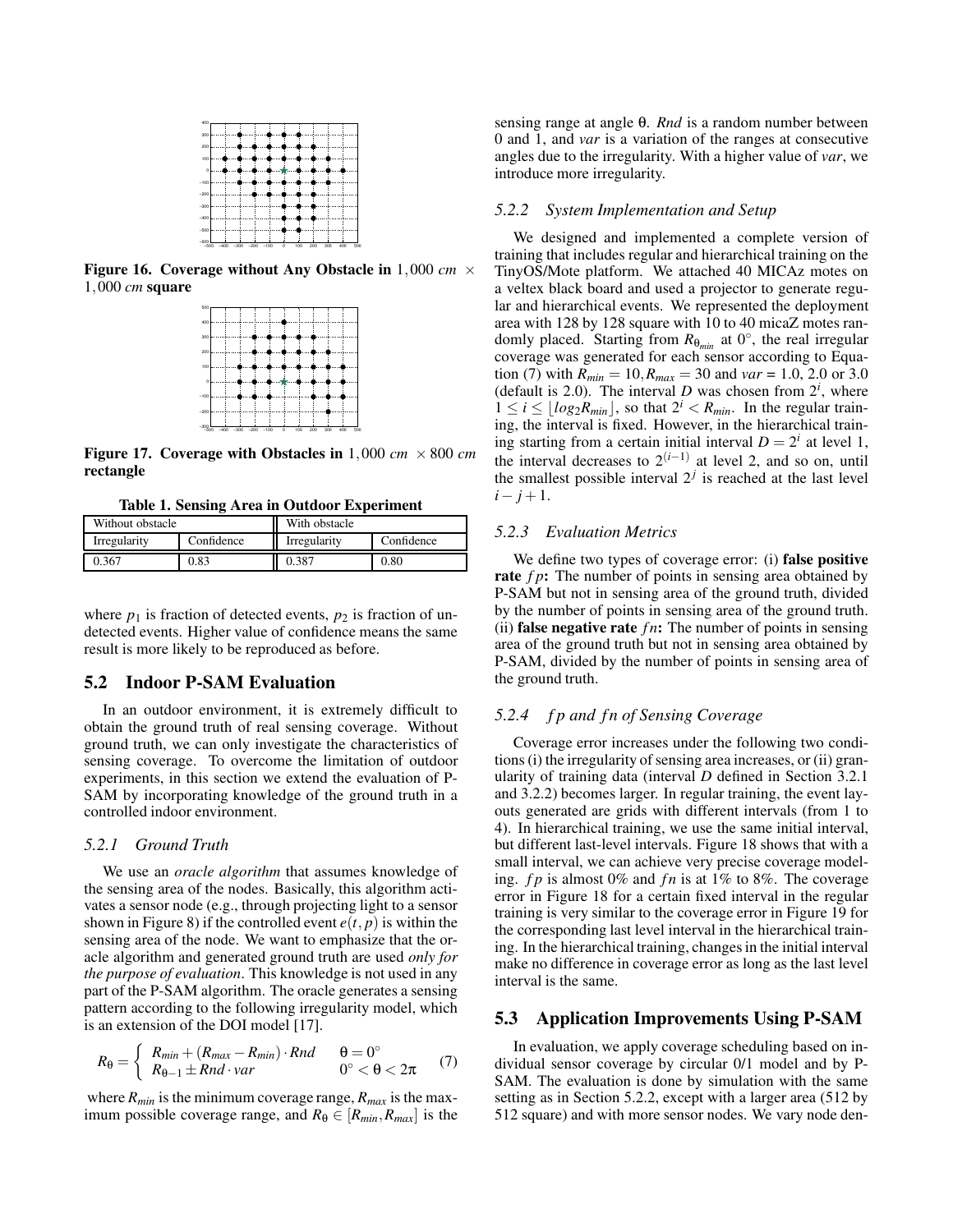Figure 16. Coverage without Any Obstacle in $1,000$ *cm* $\times$ $1,000$ *cm* square

Figure 17. Coverage with Obstacles in $1,000$ *cm* $\times$ $800$ *cm* rectangle

**Table 1. Sensing Area in Outdoor Experiment**

| Without obstacle | | With obstacle | |
|---|---|---|---|
| Irregularity | Confidence | Irregularity | Confidence |
| 0.367 | 0.83 | 0.387 | 0.80 |

where $p_1$ is fraction of detected events, $p_2$ is fraction of undetected events. Higher value of confidence means the same result is more likely to be reproduced as before.

## 5.2 Indoor P-SAM Evaluation

In an outdoor environment, it is extremely difficult to obtain the ground truth of real sensing coverage. Without ground truth, we can only investigate the characteristics of sensing coverage. To overcome the limitation of outdoor experiments, in this section we extend the evaluation of P-SAM by incorporating knowledge of the ground truth in a controlled indoor environment.

### 5.2.1 Ground Truth

We use an *oracle algorithm* that assumes knowledge of the sensing area of the nodes. Basically, this algorithm activates a sensor node (e.g., through projecting light to a sensor shown in Figure 8) if the controlled event $e(t,p)$ is within the sensing area of the node. We want to emphasize that the oracle algorithm and generated ground truth are used *only for the purpose of evaluation*. This knowledge is not used in any part of the P-SAM algorithm. The oracle generates a sensing pattern according to the following irregularity model, which is an extension of the DOI model [17].

$$R_\theta = \begin{cases} R_{min} + (R_{max} - R_{min}) \cdot Rnd & \theta = 0^\circ \\ R_{\theta-1} \pm Rnd \cdot var & 0^\circ < \theta < 2\pi \end{cases} \quad (7)$$

where $R_{min}$ is the minimum coverage range, $R_{max}$ is the maximum possible coverage range, and $R_\theta \in [R_{min}, R_{max}]$ is the sensing range at angle $\theta$. *Rnd* is a random number between 0 and 1, and *var* is a variation of the ranges at consecutive angles due to the irregularity. With a higher value of *var*, we introduce more irregularity.

### 5.2.2 System Implementation and Setup

We designed and implemented a complete version of training that includes regular and hierarchical training on the TinyOS/Mote platform. We attached 40 MICAz motes on a veltex black board and used a projector to generate regular and hierarchical events. We represented the deployment area with 128 by 128 square with 10 to 40 micaZ motes randomly placed. Starting from $R_{\theta_{min}}$ at $0^\circ$, the real irregular coverage was generated for each sensor according to Equation (7) with $R_{min} = 10, R_{max} = 30$ and $var$ = 1.0, 2.0 or 3.0 (default is 2.0). The interval $D$ was chosen from $2^i$, where $1 \leq i \leq \lfloor log_2 R_{min} \rfloor$, so that $2^i < R_{min}$. In the regular training, the interval is fixed. However, in the hierarchical training starting from a certain initial interval $D = 2^i$ at level 1, the interval decreases to $2^{(i-1)}$ at level 2, and so on, until the smallest possible interval $2^j$ is reached at the last level $i - j + 1$.

### 5.2.3 Evaluation Metrics

We define two types of coverage error: (i) **false positive rate** $fp$**:** The number of points in sensing area obtained by P-SAM but not in sensing area of the ground truth, divided by the number of points in sensing area of the ground truth. (ii) **false negative rate** $fn$**:** The number of points in sensing area of the ground truth but not in sensing area obtained by P-SAM, divided by the number of points in sensing area of the ground truth.

### 5.2.4 $fp$ and $fn$ of Sensing Coverage

Coverage error increases under the following two conditions (i) the irregularity of sensing area increases, or (ii) granularity of training data (interval $D$ defined in Section 3.2.1 and 3.2.2) becomes larger. In regular training, the event layouts generated are grids with different intervals (from 1 to 4). In hierarchical training, we use the same initial interval, but different last-level intervals. Figure 18 shows that with a small interval, we can achieve very precise coverage modeling. $fp$ is almost 0% and $fn$ is at 1% to 8%. The coverage error in Figure 18 for a certain fixed interval in the regular training is very similar to the coverage error in Figure 19 for the corresponding last level interval in the hierarchical training. In the hierarchical training, changes in the initial interval make no difference in coverage error as long as the last level interval is the same.

## 5.3 Application Improvements Using P-SAM

In evaluation, we apply coverage scheduling based on individual sensor coverage by circular 0/1 model and by P-SAM. The evaluation is done by simulation with the same setting as in Section 5.2.2, except with a larger area (512 by 512 square) and with more sensor nodes. We vary node den-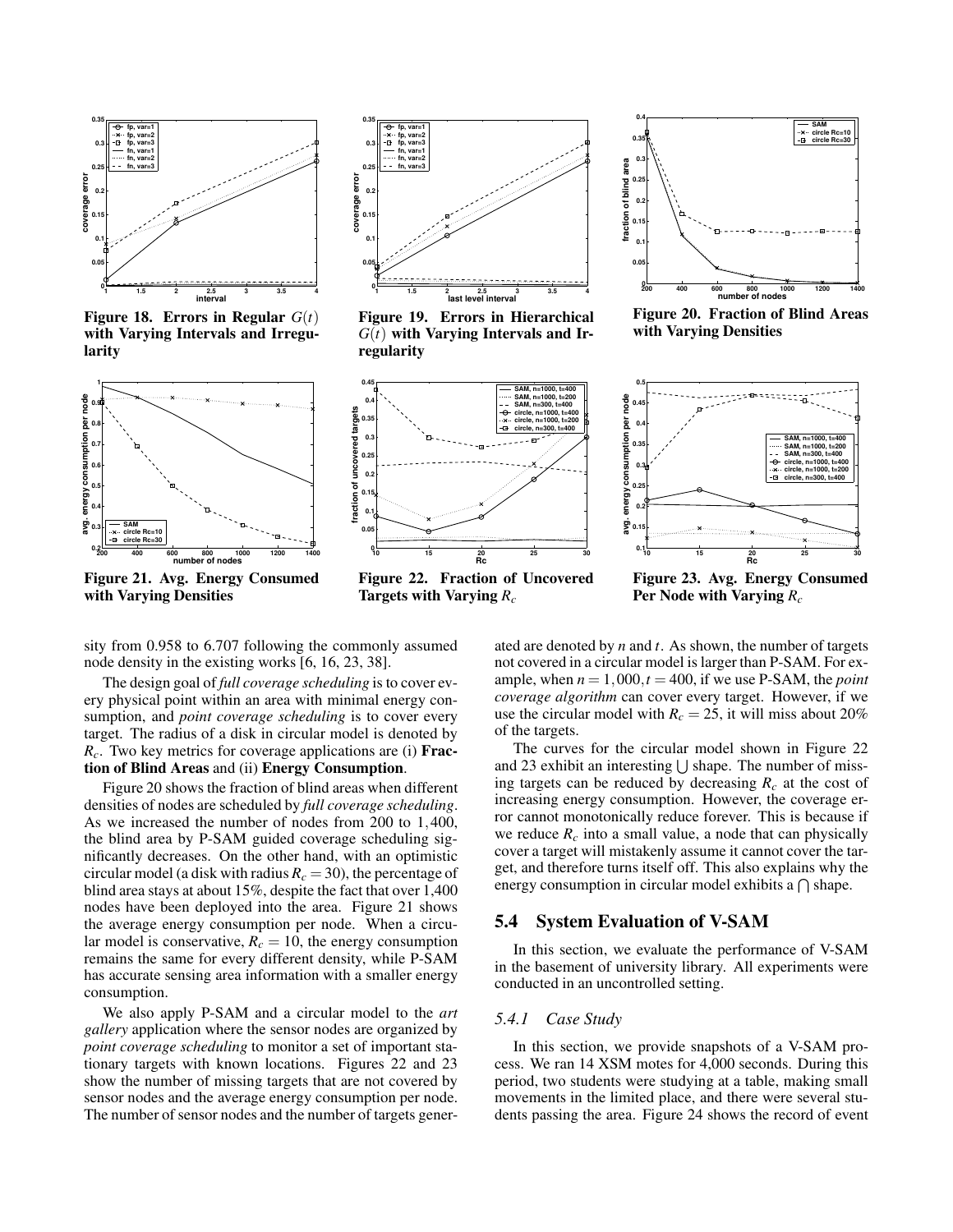Figure 18. Errors in Regular $G(t)$ with Varying Intervals and Irregularity

Figure 19. Errors in Hierarchical $G(t)$ with Varying Intervals and Irregularity

Figure 20. Fraction of Blind Areas with Varying Densities

Figure 21. Avg. Energy Consumed with Varying Densities

Figure 22. Fraction of Uncovered Targets with Varying $R_c$

Figure 23. Avg. Energy Consumed Per Node with Varying $R_c$

sity from 0.958 to 6.707 following the commonly assumed node density in the existing works [6, 16, 23, 38].

The design goal of *full coverage scheduling* is to cover every physical point within an area with minimal energy consumption, and *point coverage scheduling* is to cover every target. The radius of a disk in circular model is denoted by $R_c$. Two key metrics for coverage applications are (i) **Fraction of Blind Areas** and (ii) **Energy Consumption**.

Figure 20 shows the fraction of blind areas when different densities of nodes are scheduled by *full coverage scheduling*. As we increased the number of nodes from 200 to 1,400, the blind area by P-SAM guided coverage scheduling significantly decreases. On the other hand, with an optimistic circular model (a disk with radius $R_c = 30$), the percentage of blind area stays at about 15%, despite the fact that over 1,400 nodes have been deployed into the area. Figure 21 shows the average energy consumption per node. When a circular model is conservative, $R_c = 10$, the energy consumption remains the same for every different density, while P-SAM has accurate sensing area information with a smaller energy consumption.

We also apply P-SAM and a circular model to the *art gallery* application where the sensor nodes are organized by *point coverage scheduling* to monitor a set of important stationary targets with known locations. Figures 22 and 23 show the number of missing targets that are not covered by sensor nodes and the average energy consumption per node. The number of sensor nodes and the number of targets generated are denoted by $n$ and $t$. As shown, the number of targets not covered in a circular model is larger than P-SAM. For example, when $n = 1,000, t = 400$, if we use P-SAM, the *point coverage algorithm* can cover every target. However, if we use the circular model with $R_c = 25$, it will miss about 20% of the targets.

The curves for the circular model shown in Figure 22 and 23 exhibit an interesting $\bigcup$ shape. The number of missing targets can be reduced by decreasing $R_c$ at the cost of increasing energy consumption. However, the coverage error cannot monotonically reduce forever. This is because if we reduce $R_c$ into a small value, a node that can physically cover a target will mistakenly assume it cannot cover the target, and therefore turns itself off. This also explains why the energy consumption in circular model exhibits a $\bigcap$ shape.

## 5.4 System Evaluation of V-SAM

In this section, we evaluate the performance of V-SAM in the basement of university library. All experiments were conducted in an uncontrolled setting.

### *5.4.1 Case Study*

In this section, we provide snapshots of a V-SAM process. We ran 14 XSM motes for 4,000 seconds. During this period, two students were studying at a table, making small movements in the limited place, and there were several students passing the area. Figure 24 shows the record of event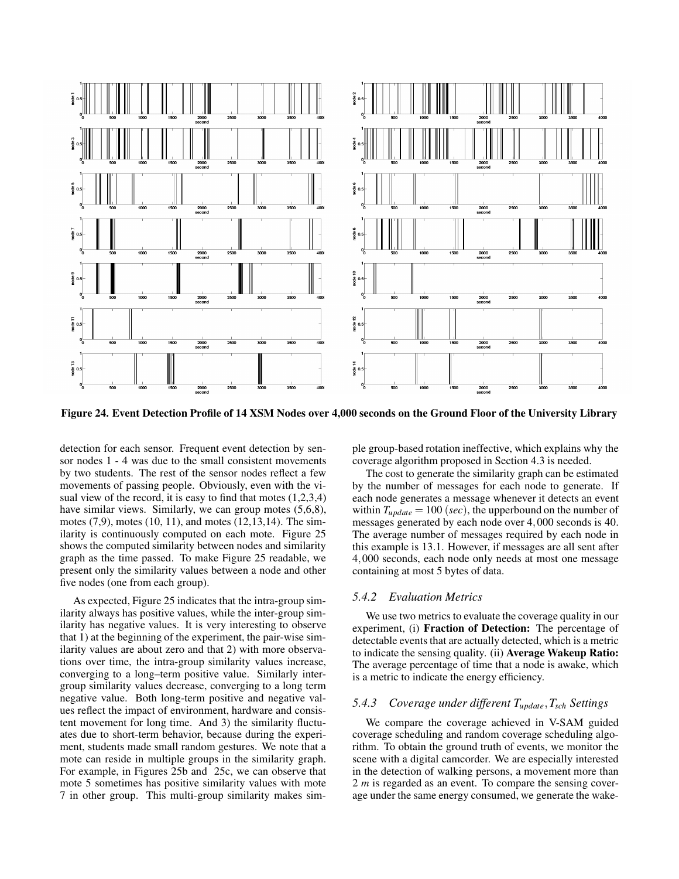Figure 24. Event Detection Profile of 14 XSM Nodes over 4,000 seconds on the Ground Floor of the University Library

detection for each sensor. Frequent event detection by sensor nodes 1 - 4 was due to the small consistent movements by two students. The rest of the sensor nodes reflect a few movements of passing people. Obviously, even with the visual view of the record, it is easy to find that motes (1,2,3,4) have similar views. Similarly, we can group motes (5,6,8), motes (7,9), motes (10, 11), and motes (12,13,14). The similarity is continuously computed on each mote. Figure 25 shows the computed similarity between nodes and similarity graph as the time passed. To make Figure 25 readable, we present only the similarity values between a node and other five nodes (one from each group).

As expected, Figure 25 indicates that the intra-group similarity always has positive values, while the inter-group similarity has negative values. It is very interesting to observe that 1) at the beginning of the experiment, the pair-wise similarity values are about zero and that 2) with more observations over time, the intra-group similarity values increase, converging to a long–term positive value. Similarly inter-group similarity values decrease, converging to a long term negative value. Both long-term positive and negative values reflect the impact of environment, hardware and consistent movement for long time. And 3) the similarity fluctuates due to short-term behavior, because during the experiment, students made small random gestures. We note that a mote can reside in multiple groups in the similarity graph. For example, in Figures 25b and 25c, we can observe that mote 5 sometimes has positive similarity values with mote 7 in other group. This multi-group similarity makes simple group-based rotation ineffective, which explains why the coverage algorithm proposed in Section 4.3 is needed.

The cost to generate the similarity graph can be estimated by the number of messages for each node to generate. If each node generates a message whenever it detects an event within $T_{update} = 100$ $(sec)$, the upperbound on the number of messages generated by each node over 4,000 seconds is 40. The average number of messages required by each node in this example is 13.1. However, if messages are all sent after 4,000 seconds, each node only needs at most one message containing at most 5 bytes of data.

### 5.4.2 Evaluation Metrics

We use two metrics to evaluate the coverage quality in our experiment, (i) **Fraction of Detection:** The percentage of detectable events that are actually detected, which is a metric to indicate the sensing quality. (ii) **Average Wakeup Ratio:** The average percentage of time that a node is awake, which is a metric to indicate the energy efficiency.

### 5.4.3 Coverage under different $T_{update}, T_{sch}$ Settings

We compare the coverage achieved in V-SAM guided coverage scheduling and random coverage scheduling algorithm. To obtain the ground truth of events, we monitor the scene with a digital camcorder. We are especially interested in the detection of walking persons, a movement more than 2 $m$ is regarded as an event. To compare the sensing coverage under the same energy consumed, we generate the wake-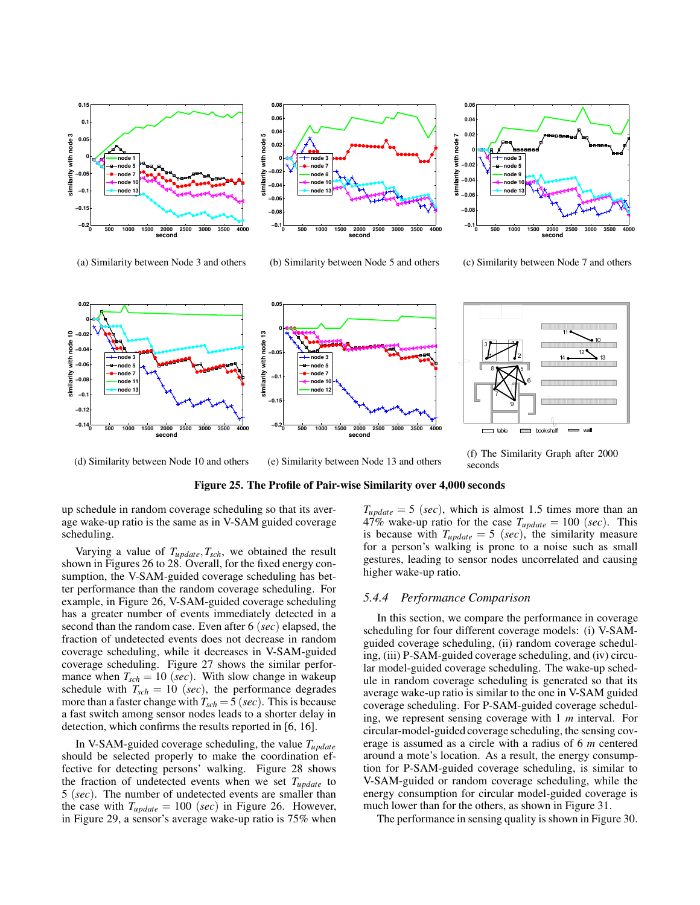(a) Similarity between Node 3 and others

(b) Similarity between Node 5 and others

(c) Similarity between Node 7 and others

(d) Similarity between Node 10 and others

(e) Similarity between Node 13 and others

(f) The Similarity Graph after 2000 seconds

**Figure 25. The Profile of Pair-wise Similarity over 4,000 seconds**

up schedule in random coverage scheduling so that its average wake-up ratio is the same as in V-SAM guided coverage scheduling.

Varying a value of $T_{update}, T_{sch}$, we obtained the result shown in Figures 26 to 28. Overall, for the fixed energy consumption, the V-SAM-guided coverage scheduling has better performance than the random coverage scheduling. For example, in Figure 26, V-SAM-guided coverage scheduling has a greater number of events immediately detected in a second than the random case. Even after 6 (*sec*) elapsed, the fraction of undetected events does not decrease in random coverage scheduling, while it decreases in V-SAM-guided coverage scheduling. Figure 27 shows the similar performance when $T_{sch} = 10$ (*sec*). With slow change in wakeup schedule with $T_{sch} = 10$ (*sec*), the performance degrades more than a faster change with $T_{sch} = 5$ (*sec*). This is because a fast switch among sensor nodes leads to a shorter delay in detection, which confirms the results reported in [6, 16].

In V-SAM-guided coverage scheduling, the value $T_{update}$ should be selected properly to make the coordination effective for detecting persons' walking. Figure 28 shows the fraction of undetected events when we set $T_{update}$ to 5 (*sec*). The number of undetected events are smaller than the case with $T_{update} = 100$ (*sec*) in Figure 26. However, in Figure 29, a sensor's average wake-up ratio is 75% when $T_{update} = 5$ (*sec*), which is almost 1.5 times more than an 47% wake-up ratio for the case $T_{update} = 100$ (*sec*). This is because with $T_{update} = 5$ (*sec*), the similarity measure for a person's walking is prone to a noise such as small gestures, leading to sensor nodes uncorrelated and causing higher wake-up ratio.

### 5.4.4 Performance Comparison

In this section, we compare the performance in coverage scheduling for four different coverage models: (i) V-SAM-guided coverage scheduling, (ii) random coverage scheduling, (iii) P-SAM-guided coverage scheduling, and (iv) circular model-guided coverage scheduling. The wake-up schedule in random coverage scheduling is generated so that its average wake-up ratio is similar to the one in V-SAM guided coverage scheduling. For P-SAM-guided coverage scheduling, we represent sensing coverage with 1 *m* interval. For circular-model-guided coverage scheduling, the sensing coverage is assumed as a circle with a radius of 6 *m* centered around a mote's location. As a result, the energy consumption for P-SAM-guided coverage scheduling, is similar to V-SAM-guided or random coverage scheduling, while the energy consumption for circular model-guided coverage is much lower than for the others, as shown in Figure 31.

The performance in sensing quality is shown in Figure 30.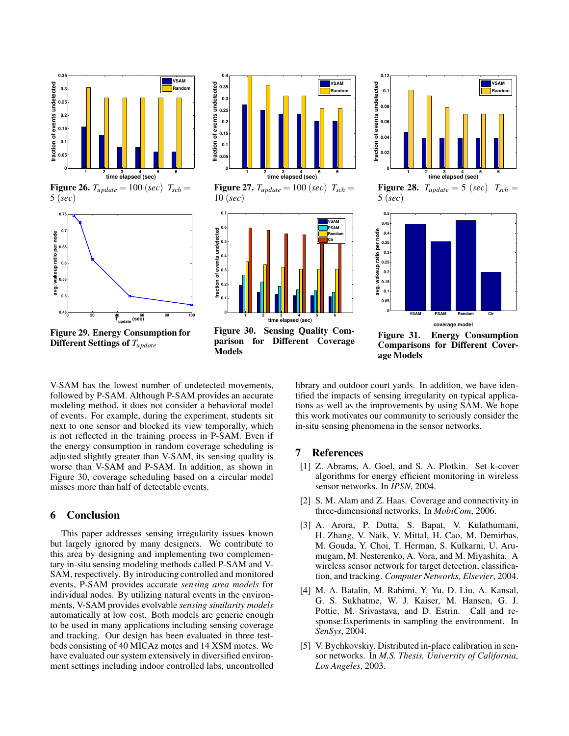Figure 26. $T_{update} = 100\ (sec)$ $T_{sch} = 5\ (sec)$

Figure 27. $T_{update} = 100\ (sec)$ $T_{sch} = 10\ (sec)$

Figure 28. $T_{update} = 5\ (sec)$ $T_{sch} = 5\ (sec)$

**Figure 29. Energy Consumption for Different Settings of $T_{update}$**

**Figure 30. Sensing Quality Comparison for Different Coverage Models**

**Figure 31. Energy Consumption Comparisons for Different Coverage Models**

V-SAM has the lowest number of undetected movements, followed by P-SAM. Although P-SAM provides an accurate modeling method, it does not consider a behavioral model of events. For example, during the experiment, students sit next to one sensor and blocked its view temporally, which is not reflected in the training process in P-SAM. Even if the energy consumption in random coverage scheduling is adjusted slightly greater than V-SAM, its sensing quality is worse than V-SAM and P-SAM. In addition, as shown in Figure 30, coverage scheduling based on a circular model misses more than half of detectable events.

## 6 Conclusion

This paper addresses sensing irregularity issues known but largely ignored by many designers. We contribute to this area by designing and implementing two complementary in-situ sensing modeling methods called P-SAM and V-SAM, respectively. By introducing controlled and monitored events, P-SAM provides accurate *sensing area models* for individual nodes. By utilizing natural events in the environments, V-SAM provides evolvable *sensing similarity models* automatically at low cost. Both models are generic enough to be used in many applications including sensing coverage and tracking. Our design has been evaluated in three testbeds consisting of 40 MICAz motes and 14 XSM motes. We have evaluated our system extensively in diversified environment settings including indoor controlled labs, uncontrolled library and outdoor court yards. In addition, we have identified the impacts of sensing irregularity on typical applications as well as the improvements by using SAM. We hope this work motivates our community to seriously consider the in-situ sensing phenomena in the sensor networks.

## 7 References

[1] Z. Abrams, A. Goel, and S. A. Plotkin. Set k-cover algorithms for energy efficient monitoring in wireless sensor networks. In *IPSN*, 2004.

[2] S. M. Alam and Z. Haas. Coverage and connectivity in three-dimensional networks. In *MobiCom*, 2006.

[3] A. Arora, P. Dutta, S. Bapat, V. Kulathumani, H. Zhang, V. Naik, V. Mittal, H. Cao, M. Demirbas, M. Gouda, Y. Choi, T. Herman, S. Kulkarni, U. Arumugam, M. Nesterenko, A. Vora, and M. Miyashita. A wireless sensor network for target detection, classification, and tracking. *Computer Networks, Elsevier*, 2004.

[4] M. A. Batalin, M. Rahimi, Y. Yu, D. Liu, A. Kansal, G. S. Sukhatme, W. J. Kaiser, M. Hansen, G. J. Pottie, M. Srivastava, and D. Estrin. Call and response:Experiments in sampling the environment. In *SenSys*, 2004.

[5] V. Bychkovskiy. Distributed in-place calibration in sensor networks. In *M.S. Thesis, University of California, Los Angeles*, 2003.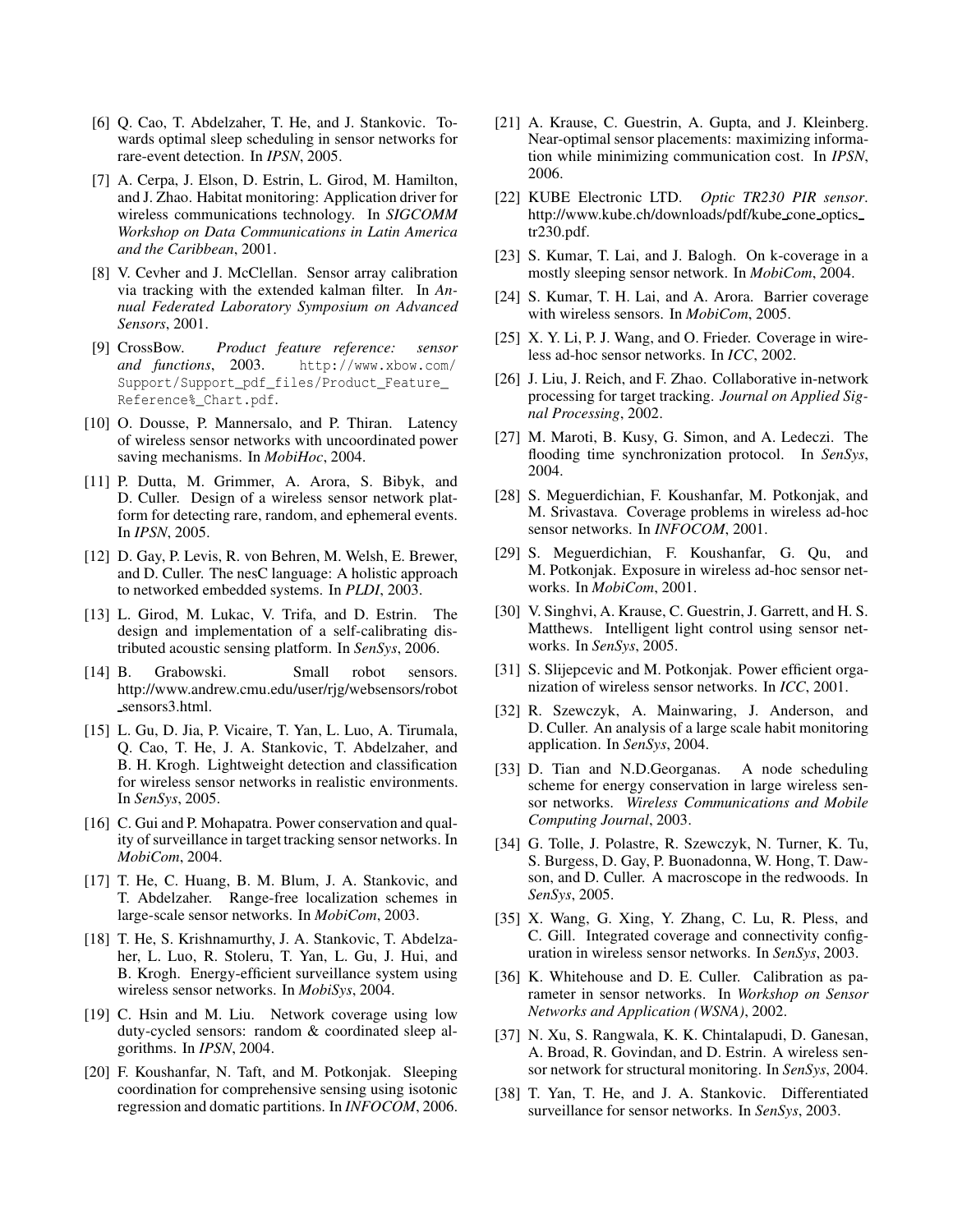[6] Q. Cao, T. Abdelzaher, T. He, and J. Stankovic. Towards optimal sleep scheduling in sensor networks for rare-event detection. In *IPSN*, 2005.

[7] A. Cerpa, J. Elson, D. Estrin, L. Girod, M. Hamilton, and J. Zhao. Habitat monitoring: Application driver for wireless communications technology. In *SIGCOMM Workshop on Data Communications in Latin America and the Caribbean*, 2001.

[8] V. Cevher and J. McClellan. Sensor array calibration via tracking with the extended kalman filter. In *Annual Federated Laboratory Symposium on Advanced Sensors*, 2001.

[9] CrossBow. *Product feature reference: sensor and functions*, 2003. http://www.xbow.com/Support/Support_pdf_files/Product_Feature_Reference%_Chart.pdf.

[10] O. Dousse, P. Mannersalo, and P. Thiran. Latency of wireless sensor networks with uncoordinated power saving mechanisms. In *MobiHoc*, 2004.

[11] P. Dutta, M. Grimmer, A. Arora, S. Bibyk, and D. Culler. Design of a wireless sensor network platform for detecting rare, random, and ephemeral events. In *IPSN*, 2005.

[12] D. Gay, P. Levis, R. von Behren, M. Welsh, E. Brewer, and D. Culler. The nesC language: A holistic approach to networked embedded systems. In *PLDI*, 2003.

[13] L. Girod, M. Lukac, V. Trifa, and D. Estrin. The design and implementation of a self-calibrating distributed acoustic sensing platform. In *SenSys*, 2006.

[14] B. Grabowski. Small robot sensors. http://www.andrew.cmu.edu/user/rjg/websensors/robot_sensors3.html.

[15] L. Gu, D. Jia, P. Vicaire, T. Yan, L. Luo, A. Tirumala, Q. Cao, T. He, J. A. Stankovic, T. Abdelzaher, and B. H. Krogh. Lightweight detection and classification for wireless sensor networks in realistic environments. In *SenSys*, 2005.

[16] C. Gui and P. Mohapatra. Power conservation and quality of surveillance in target tracking sensor networks. In *MobiCom*, 2004.

[17] T. He, C. Huang, B. M. Blum, J. A. Stankovic, and T. Abdelzaher. Range-free localization schemes in large-scale sensor networks. In *MobiCom*, 2003.

[18] T. He, S. Krishnamurthy, J. A. Stankovic, T. Abdelzaher, L. Luo, R. Stoleru, T. Yan, L. Gu, J. Hui, and B. Krogh. Energy-efficient surveillance system using wireless sensor networks. In *MobiSys*, 2004.

[19] C. Hsin and M. Liu. Network coverage using low duty-cycled sensors: random & coordinated sleep algorithms. In *IPSN*, 2004.

[20] F. Koushanfar, N. Taft, and M. Potkonjak. Sleeping coordination for comprehensive sensing using isotonic regression and domatic partitions. In *INFOCOM*, 2006.

[21] A. Krause, C. Guestrin, A. Gupta, and J. Kleinberg. Near-optimal sensor placements: maximizing information while minimizing communication cost. In *IPSN*, 2006.

[22] KUBE Electronic LTD. *Optic TR230 PIR sensor*. http://www.kube.ch/downloads/pdf/kube_cone_optics_tr230.pdf.

[23] S. Kumar, T. Lai, and J. Balogh. On k-coverage in a mostly sleeping sensor network. In *MobiCom*, 2004.

[24] S. Kumar, T. H. Lai, and A. Arora. Barrier coverage with wireless sensors. In *MobiCom*, 2005.

[25] X. Y. Li, P. J. Wang, and O. Frieder. Coverage in wireless ad-hoc sensor networks. In *ICC*, 2002.

[26] J. Liu, J. Reich, and F. Zhao. Collaborative in-network processing for target tracking. *Journal on Applied Signal Processing*, 2002.

[27] M. Maroti, B. Kusy, G. Simon, and A. Ledeczi. The flooding time synchronization protocol. In *SenSys*, 2004.

[28] S. Meguerdichian, F. Koushanfar, M. Potkonjak, and M. Srivastava. Coverage problems in wireless ad-hoc sensor networks. In *INFOCOM*, 2001.

[29] S. Meguerdichian, F. Koushanfar, G. Qu, and M. Potkonjak. Exposure in wireless ad-hoc sensor networks. In *MobiCom*, 2001.

[30] V. Singhvi, A. Krause, C. Guestrin, J. Garrett, and H. S. Matthews. Intelligent light control using sensor networks. In *SenSys*, 2005.

[31] S. Slijepcevic and M. Potkonjak. Power efficient organization of wireless sensor networks. In *ICC*, 2001.

[32] R. Szewczyk, A. Mainwaring, J. Anderson, and D. Culler. An analysis of a large scale habit monitoring application. In *SenSys*, 2004.

[33] D. Tian and N.D.Georganas. A node scheduling scheme for energy conservation in large wireless sensor networks. *Wireless Communications and Mobile Computing Journal*, 2003.

[34] G. Tolle, J. Polastre, R. Szewczyk, N. Turner, K. Tu, S. Burgess, D. Gay, P. Buonadonna, W. Hong, T. Dawson, and D. Culler. A macroscope in the redwoods. In *SenSys*, 2005.

[35] X. Wang, G. Xing, Y. Zhang, C. Lu, R. Pless, and C. Gill. Integrated coverage and connectivity configuration in wireless sensor networks. In *SenSys*, 2003.

[36] K. Whitehouse and D. E. Culler. Calibration as parameter in sensor networks. In *Workshop on Sensor Networks and Application (WSNA)*, 2002.

[37] N. Xu, S. Rangwala, K. K. Chintalapudi, D. Ganesan, A. Broad, R. Govindan, and D. Estrin. A wireless sensor network for structural monitoring. In *SenSys*, 2004.

[38] T. Yan, T. He, and J. A. Stankovic. Differentiated surveillance for sensor networks. In *SenSys*, 2003.